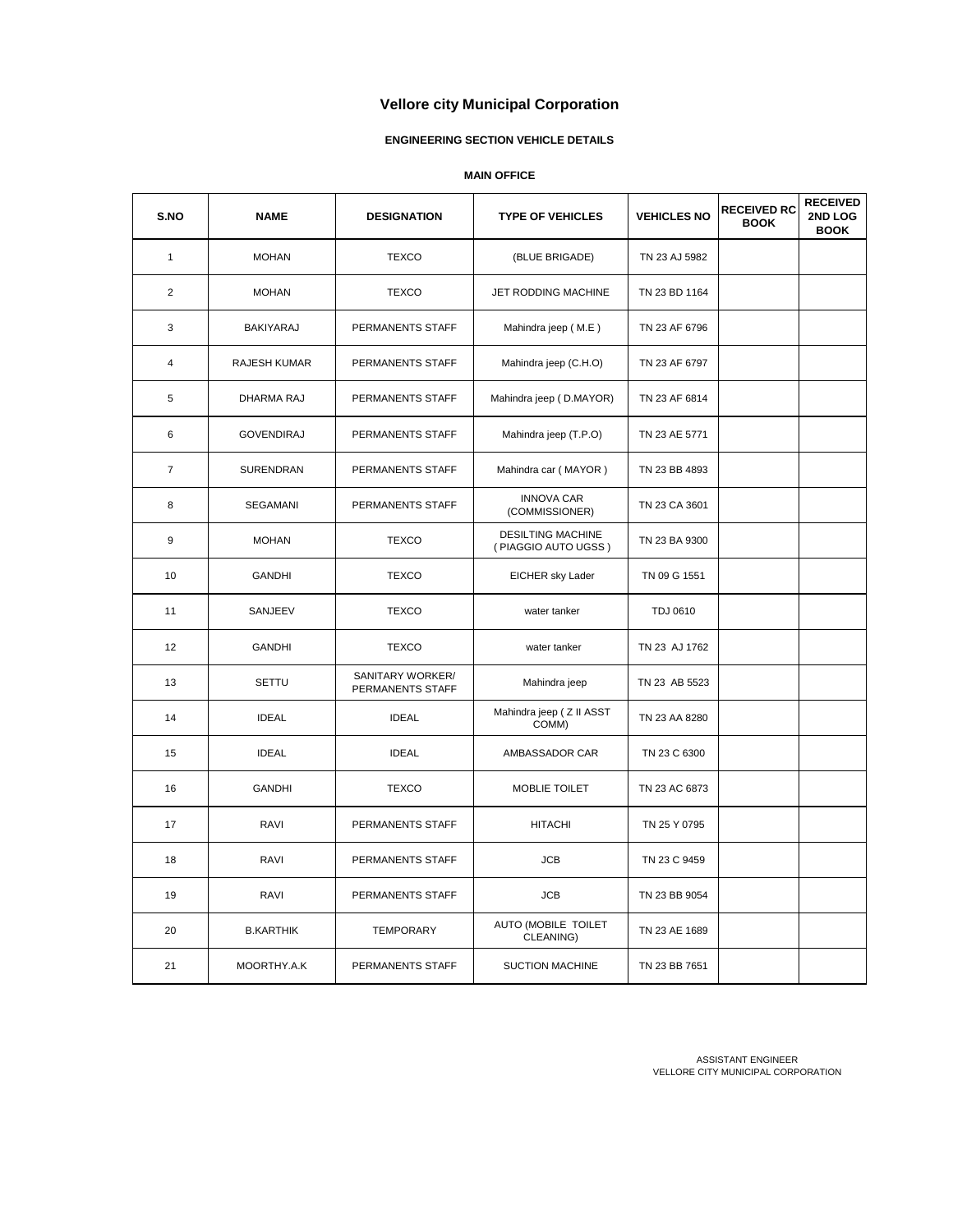# Vellore city Municipal Corporation

## ENGINEERING SECTION VEHICLE DETAILS

### MAIN OFFICE

| S.NO | NAME | DESIGNATION | TYPE OF VEHICLES | VEHICLES NO | RECEIVED RC BOOK | RECEIVED 2ND LOG BOOK |
|---|---|---|---|---|---|---|
| 1 | MOHAN | TEXCO | (BLUE BRIGADE) | TN 23 AJ 5982 | | |
| 2 | MOHAN | TEXCO | JET RODDING MACHINE | TN 23 BD 1164 | | |
| 3 | BAKIYARAJ | PERMANENTS STAFF | Mahindra jeep ( M.E ) | TN 23 AF 6796 | | |
| 4 | RAJESH KUMAR | PERMANENTS STAFF | Mahindra jeep (C.H.O) | TN 23 AF 6797 | | |
| 5 | DHARMA RAJ | PERMANENTS STAFF | Mahindra jeep ( D.MAYOR) | TN 23 AF 6814 | | |
| 6 | GOVENDIRAJ | PERMANENTS STAFF | Mahindra jeep (T.P.O) | TN 23 AE 5771 | | |
| 7 | SURENDRAN | PERMANENTS STAFF | Mahindra car ( MAYOR ) | TN 23 BB 4893 | | |
| 8 | SEGAMANI | PERMANENTS STAFF | INNOVA CAR (COMMISSIONER) | TN 23 CA 3601 | | |
| 9 | MOHAN | TEXCO | DESILTING MACHINE ( PIAGGIO AUTO UGSS ) | TN 23 BA 9300 | | |
| 10 | GANDHI | TEXCO | EICHER sky Lader | TN 09 G 1551 | | |
| 11 | SANJEEV | TEXCO | water tanker | TDJ 0610 | | |
| 12 | GANDHI | TEXCO | water tanker | TN 23 AJ 1762 | | |
| 13 | SETTU | SANITARY WORKER/ PERMANENTS STAFF | Mahindra jeep | TN 23 AB 5523 | | |
| 14 | IDEAL | IDEAL | Mahindra jeep ( Z II ASST COMM) | TN 23 AA 8280 | | |
| 15 | IDEAL | IDEAL | AMBASSADOR CAR | TN 23 C 6300 | | |
| 16 | GANDHI | TEXCO | MOBLIE TOILET | TN 23 AC 6873 | | |
| 17 | RAVI | PERMANENTS STAFF | HITACHI | TN 25 Y 0795 | | |
| 18 | RAVI | PERMANENTS STAFF | JCB | TN 23 C 9459 | | |
| 19 | RAVI | PERMANENTS STAFF | JCB | TN 23 BB 9054 | | |
| 20 | B.KARTHIK | TEMPORARY | AUTO (MOBILE TOILET CLEANING) | TN 23 AE 1689 | | |
| 21 | MOORTHY.A.K | PERMANENTS STAFF | SUCTION MACHINE | TN 23 BB 7651 | | |

ASSISTANT ENGINEER
VELLORE CITY MUNICIPAL CORPORATION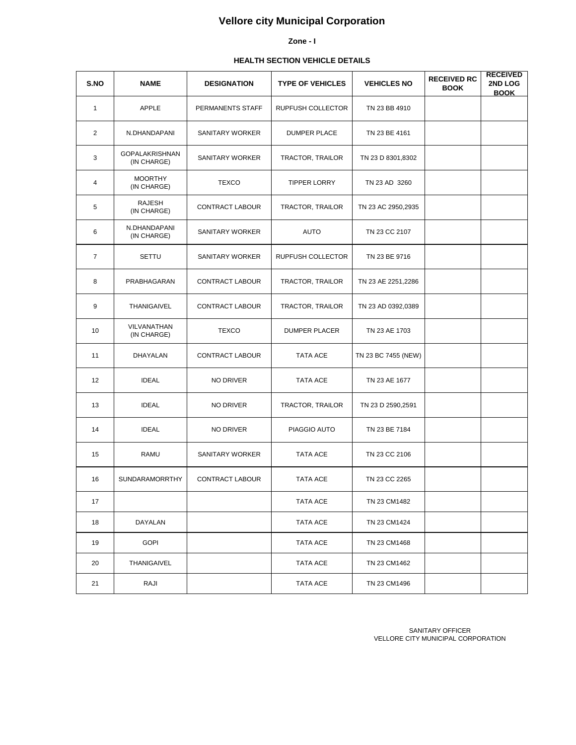# Vellore city Municipal Corporation

**Zone - I**

**HEALTH SECTION VEHICLE DETAILS**

| S.NO | NAME | DESIGNATION | TYPE OF VEHICLES | VEHICLES NO | RECEIVED RC BOOK | RECEIVED 2ND LOG BOOK |
|---|---|---|---|---|---|---|
| 1 | APPLE | PERMANENTS STAFF | RUPFUSH COLLECTOR | TN 23 BB 4910 | | |
| 2 | N.DHANDAPANI | SANITARY WORKER | DUMPER PLACE | TN 23 BE 4161 | | |
| 3 | GOPALAKRISHNAN (IN CHARGE) | SANITARY WORKER | TRACTOR, TRAILOR | TN 23 D 8301,8302 | | |
| 4 | MOORTHY (IN CHARGE) | TEXCO | TIPPER LORRY | TN 23 AD 3260 | | |
| 5 | RAJESH (IN CHARGE) | CONTRACT LABOUR | TRACTOR, TRAILOR | TN 23 AC 2950,2935 | | |
| 6 | N.DHANDAPANI (IN CHARGE) | SANITARY WORKER | AUTO | TN 23 CC 2107 | | |
| 7 | SETTU | SANITARY WORKER | RUPFUSH COLLECTOR | TN 23 BE 9716 | | |
| 8 | PRABHAGARAN | CONTRACT LABOUR | TRACTOR, TRAILOR | TN 23 AE 2251,2286 | | |
| 9 | THANIGAIVEL | CONTRACT LABOUR | TRACTOR, TRAILOR | TN 23 AD 0392,0389 | | |
| 10 | VILVANATHAN (IN CHARGE) | TEXCO | DUMPER PLACER | TN 23 AE 1703 | | |
| 11 | DHAYALAN | CONTRACT LABOUR | TATA ACE | TN 23 BC 7455 (NEW) | | |
| 12 | IDEAL | NO DRIVER | TATA ACE | TN 23 AE 1677 | | |
| 13 | IDEAL | NO DRIVER | TRACTOR, TRAILOR | TN 23 D 2590,2591 | | |
| 14 | IDEAL | NO DRIVER | PIAGGIO AUTO | TN 23 BE 7184 | | |
| 15 | RAMU | SANITARY WORKER | TATA ACE | TN 23 CC 2106 | | |
| 16 | SUNDARAMORRTHY | CONTRACT LABOUR | TATA ACE | TN 23 CC 2265 | | |
| 17 | | | TATA ACE | TN 23 CM1482 | | |
| 18 | DAYALAN | | TATA ACE | TN 23 CM1424 | | |
| 19 | GOPI | | TATA ACE | TN 23 CM1468 | | |
| 20 | THANIGAIVEL | | TATA ACE | TN 23 CM1462 | | |
| 21 | RAJI | | TATA ACE | TN 23 CM1496 | | |

SANITARY OFFICER
VELLORE CITY MUNICIPAL CORPORATION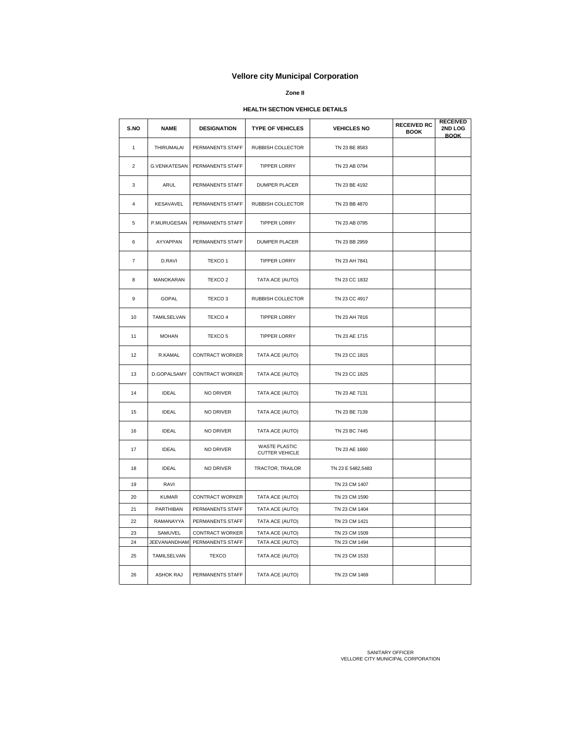# Vellore city Municipal Corporation

**Zone II**

**HEALTH SECTION VEHICLE DETAILS**

| S.NO | NAME | DESIGNATION | TYPE OF VEHICLES | VEHICLES NO | RECEIVED RC BOOK | RECEIVED 2ND LOG BOOK |
|---|---|---|---|---|---|---|
| 1 | THIRUMALAI | PERMANENTS STAFF | RUBBISH COLLECTOR | TN 23 BE 8583 | | |
| 2 | G.VENKATESAN | PERMANENTS STAFF | TIPPER LORRY | TN 23 AB 0794 | | |
| 3 | ARUL | PERMANENTS STAFF | DUMPER PLACER | TN 23 BE 4192 | | |
| 4 | KESAVAVEL | PERMANENTS STAFF | RUBBISH COLLECTOR | TN 23 BB 4870 | | |
| 5 | P.MURUGESAN | PERMANENTS STAFF | TIPPER LORRY | TN 23 AB 0795 | | |
| 6 | AYYAPPAN | PERMANENTS STAFF | DUMPER PLACER | TN 23 BB 2959 | | |
| 7 | D.RAVI | TEXCO 1 | TIPPER LORRY | TN 23 AH 7841 | | |
| 8 | MANOKARAN | TEXCO 2 | TATA ACE (AUTO) | TN 23 CC 1832 | | |
| 9 | GOPAL | TEXCO 3 | RUBBISH COLLECTOR | TN 23 CC 4917 | | |
| 10 | TAMILSELVAN | TEXCO 4 | TIPPER LORRY | TN 23 AH 7816 | | |
| 11 | MOHAN | TEXCO 5 | TIPPER LORRY | TN 23 AE 1715 | | |
| 12 | R.KAMAL | CONTRACT WORKER | TATA ACE (AUTO) | TN 23 CC 1815 | | |
| 13 | D.GOPALSAMY | CONTRACT WORKER | TATA ACE (AUTO) | TN 23 CC 1825 | | |
| 14 | IDEAL | NO DRIVER | TATA ACE (AUTO) | TN 23 AE 7131 | | |
| 15 | IDEAL | NO DRIVER | TATA ACE (AUTO) | TN 23 BE 7139 | | |
| 16 | IDEAL | NO DRIVER | TATA ACE (AUTO) | TN 23 BC 7445 | | |
| 17 | IDEAL | NO DRIVER | WASTE PLASTIC CUTTER VEHICLE | TN 23 AE 1660 | | |
| 18 | IDEAL | NO DRIVER | TRACTOR, TRAILOR | TN 23 E 5482,5483 | | |
| 19 | RAVI | | | TN 23 CM 1407 | | |
| 20 | KUMAR | CONTRACT WORKER | TATA ACE (AUTO) | TN 23 CM 1590 | | |
| 21 | PARTHIBAN | PERMANENTS STAFF | TATA ACE (AUTO) | TN 23 CM 1404 | | |
| 22 | RAMANAYYA | PERMANENTS STAFF | TATA ACE (AUTO) | TN 23 CM 1421 | | |
| 23 | SAMUVEL | CONTRACT WORKER | TATA ACE (AUTO) | TN 23 CM 1509 | | |
| 24 | JEEVANANDHAM | PERMANENTS STAFF | TATA ACE (AUTO) | TN 23 CM 1494 | | |
| 25 | TAMILSELVAN | TEXCO | TATA ACE (AUTO) | TN 23 CM 1533 | | |
| 26 | ASHOK RAJ | PERMANENTS STAFF | TATA ACE (AUTO) | TN 23 CM 1469 | | |

SANITARY OFFICER
VELLORE CITY MUNICIPAL CORPORATION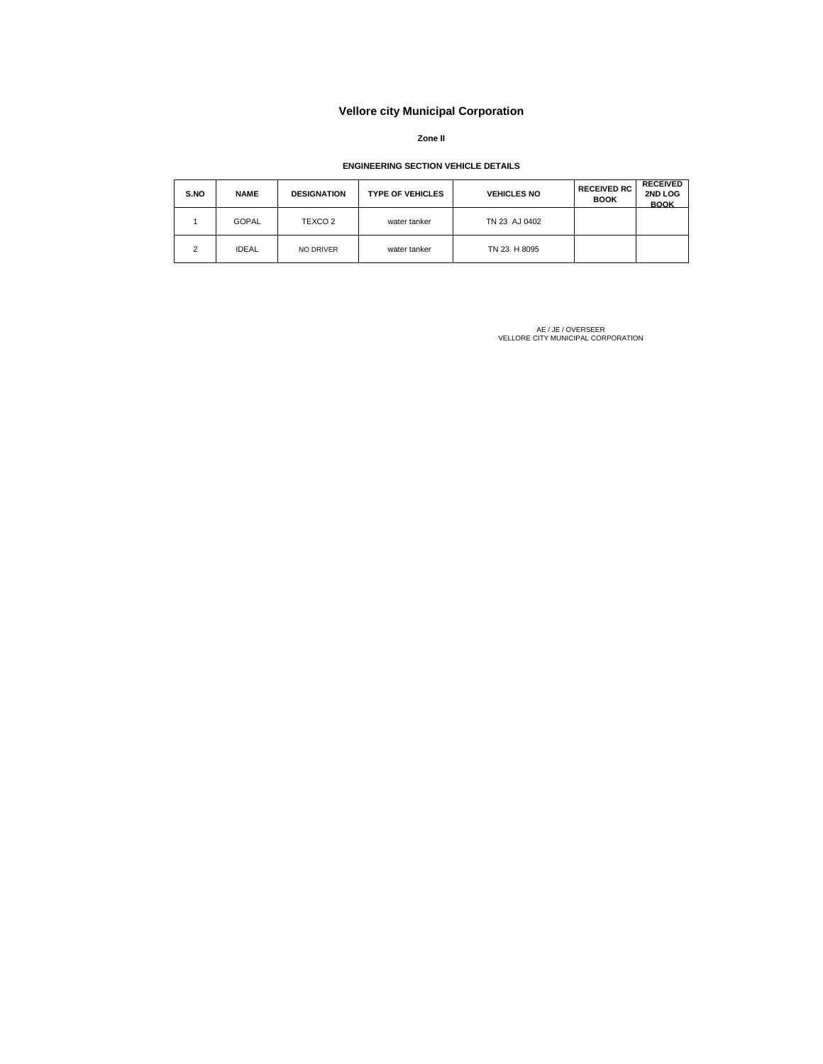# Vellore city Municipal Corporation

**Zone II**

**ENGINEERING SECTION VEHICLE DETAILS**

| S.NO | NAME | DESIGNATION | TYPE OF VEHICLES | VEHICLES NO | RECEIVED RC BOOK | RECEIVED 2ND LOG BOOK |
|---|---|---|---|---|---|---|
| 1 | GOPAL | TEXCO 2 | water tanker | TN 23 AJ 0402 | | |
| 2 | IDEAL | NO DRIVER | water tanker | TN 23 H 8095 | | |

AE / JE / OVERSEER
VELLORE CITY MUNICIPAL CORPORATION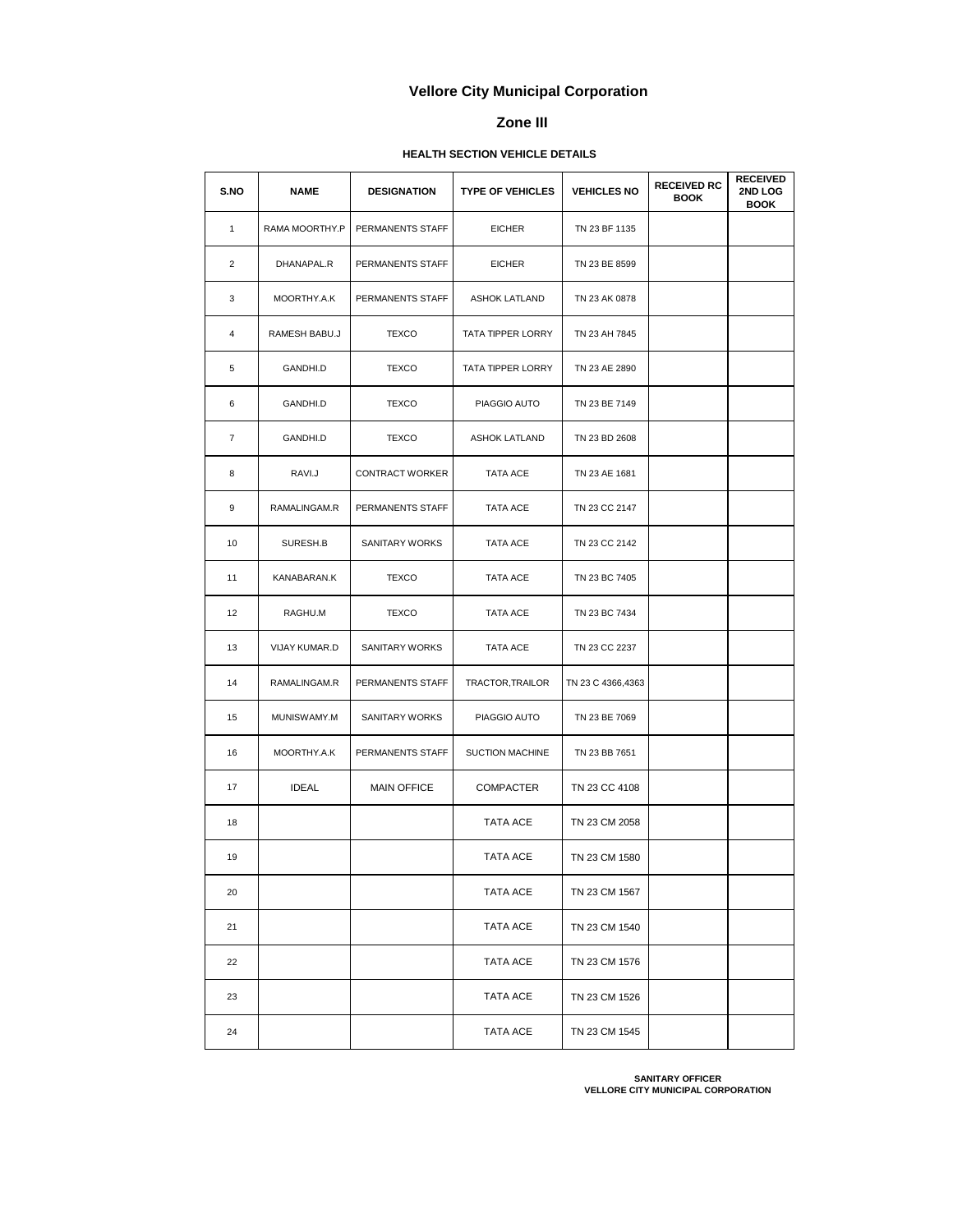# Vellore City Municipal Corporation

## Zone III

### HEALTH SECTION VEHICLE DETAILS

| S.NO | NAME | DESIGNATION | TYPE OF VEHICLES | VEHICLES NO | RECEIVED RC BOOK | RECEIVED 2ND LOG BOOK |
|---|---|---|---|---|---|---|
| 1 | RAMA MOORTHY.P | PERMANENTS STAFF | EICHER | TN 23 BF 1135 | | |
| 2 | DHANAPAL.R | PERMANENTS STAFF | EICHER | TN 23 BE 8599 | | |
| 3 | MOORTHY.A.K | PERMANENTS STAFF | ASHOK LATLAND | TN 23 AK 0878 | | |
| 4 | RAMESH BABU.J | TEXCO | TATA TIPPER LORRY | TN 23 AH 7845 | | |
| 5 | GANDHI.D | TEXCO | TATA TIPPER LORRY | TN 23 AE 2890 | | |
| 6 | GANDHI.D | TEXCO | PIAGGIO AUTO | TN 23 BE 7149 | | |
| 7 | GANDHI.D | TEXCO | ASHOK LATLAND | TN 23 BD 2608 | | |
| 8 | RAVI.J | CONTRACT WORKER | TATA ACE | TN 23 AE 1681 | | |
| 9 | RAMALINGAM.R | PERMANENTS STAFF | TATA ACE | TN 23 CC 2147 | | |
| 10 | SURESH.B | SANITARY WORKS | TATA ACE | TN 23 CC 2142 | | |
| 11 | KANABARAN.K | TEXCO | TATA ACE | TN 23 BC 7405 | | |
| 12 | RAGHU.M | TEXCO | TATA ACE | TN 23 BC 7434 | | |
| 13 | VIJAY KUMAR.D | SANITARY WORKS | TATA ACE | TN 23 CC 2237 | | |
| 14 | RAMALINGAM.R | PERMANENTS STAFF | TRACTOR,TRAILOR | TN 23 C 4366,4363 | | |
| 15 | MUNISWAMY.M | SANITARY WORKS | PIAGGIO AUTO | TN 23 BE 7069 | | |
| 16 | MOORTHY.A.K | PERMANENTS STAFF | SUCTION MACHINE | TN 23 BB 7651 | | |
| 17 | IDEAL | MAIN OFFICE | COMPACTER | TN 23 CC 4108 | | |
| 18 | | | TATA ACE | TN 23 CM 2058 | | |
| 19 | | | TATA ACE | TN 23 CM 1580 | | |
| 20 | | | TATA ACE | TN 23 CM 1567 | | |
| 21 | | | TATA ACE | TN 23 CM 1540 | | |
| 22 | | | TATA ACE | TN 23 CM 1576 | | |
| 23 | | | TATA ACE | TN 23 CM 1526 | | |
| 24 | | | TATA ACE | TN 23 CM 1545 | | |

**SANITARY OFFICER**
**VELLORE CITY MUNICIPAL CORPORATION**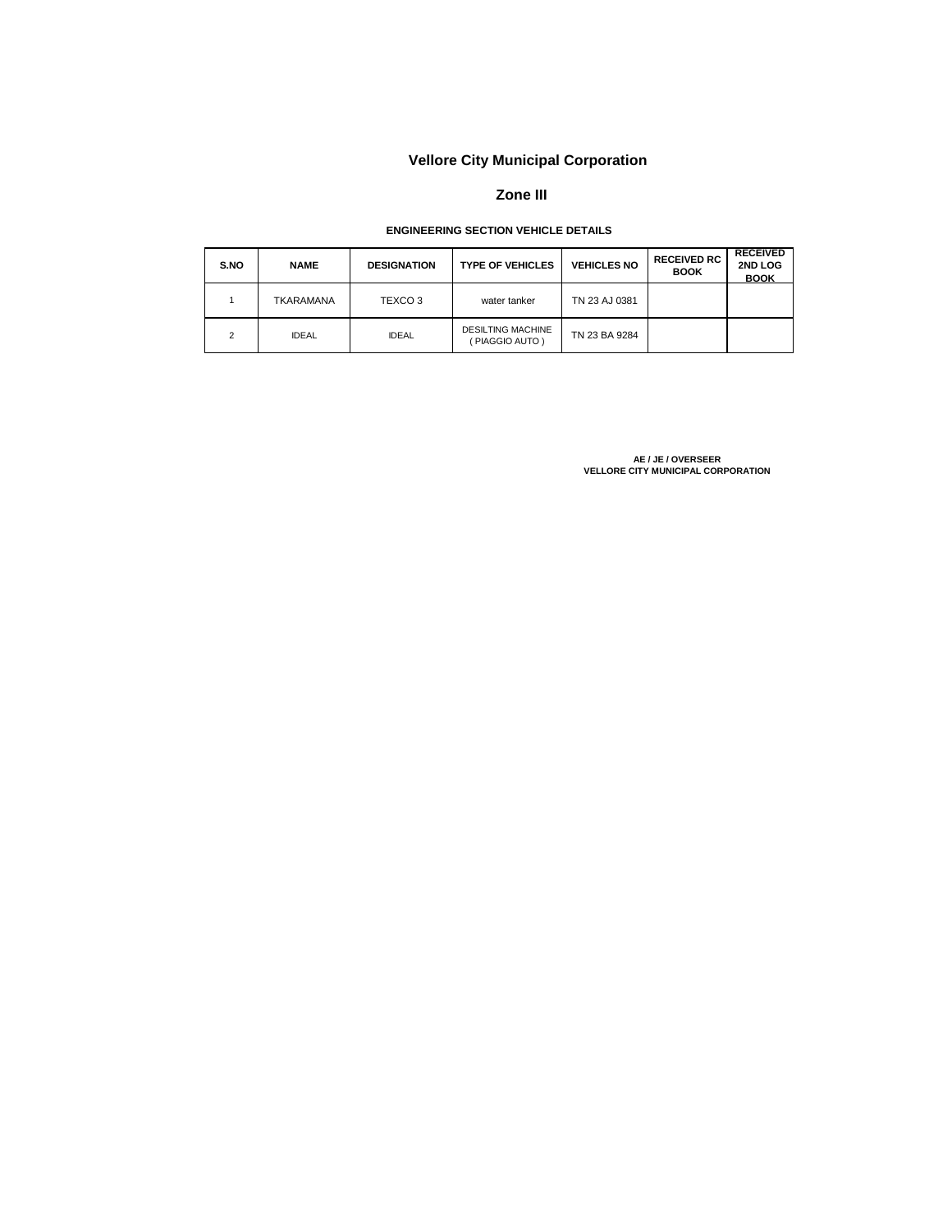# Vellore City Municipal Corporation

## Zone III

### ENGINEERING SECTION VEHICLE DETAILS

| S.NO | NAME | DESIGNATION | TYPE OF VEHICLES | VEHICLES NO | RECEIVED RC BOOK | RECEIVED 2ND LOG BOOK |
|---|---|---|---|---|---|---|
| 1 | TKARAMANA | TEXCO 3 | water tanker | TN 23 AJ 0381 | | |
| 2 | IDEAL | IDEAL | DESILTING MACHINE ( PIAGGIO AUTO ) | TN 23 BA 9284 | | |

**AE / JE / OVERSEER**
**VELLORE CITY MUNICIPAL CORPORATION**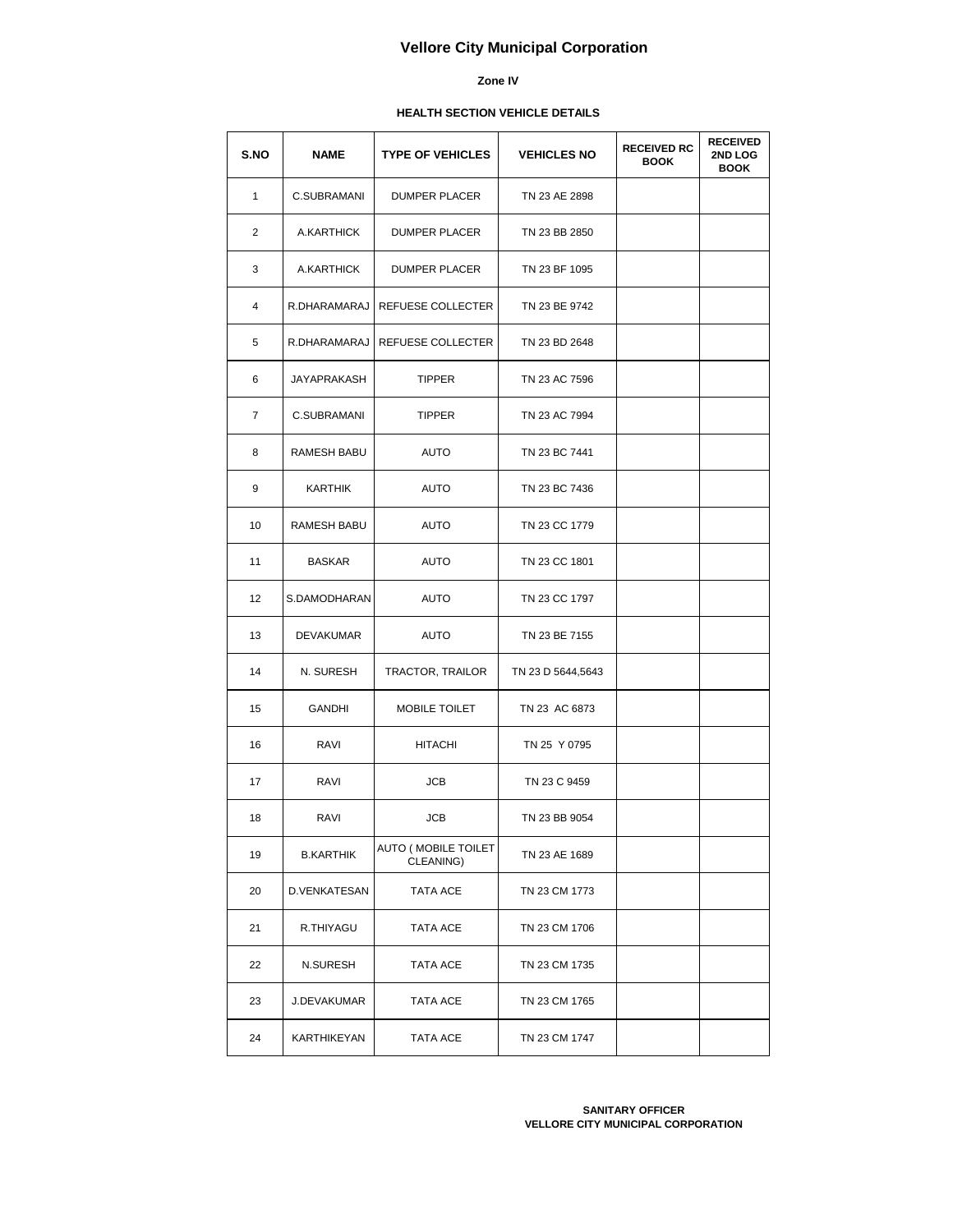# Vellore City Municipal Corporation

**Zone IV**

**HEALTH SECTION VEHICLE DETAILS**

| S.NO | NAME | TYPE OF VEHICLES | VEHICLES NO | RECEIVED RC BOOK | RECEIVED 2ND LOG BOOK |
|---|---|---|---|---|---|
| 1 | C.SUBRAMANI | DUMPER PLACER | TN 23 AE 2898 | | |
| 2 | A.KARTHICK | DUMPER PLACER | TN 23 BB 2850 | | |
| 3 | A.KARTHICK | DUMPER PLACER | TN 23 BF 1095 | | |
| 4 | R.DHARAMARAJ | REFUESE COLLECTER | TN 23 BE 9742 | | |
| 5 | R.DHARAMARAJ | REFUESE COLLECTER | TN 23 BD 2648 | | |
| 6 | JAYAPRAKASH | TIPPER | TN 23 AC 7596 | | |
| 7 | C.SUBRAMANI | TIPPER | TN 23 AC 7994 | | |
| 8 | RAMESH BABU | AUTO | TN 23 BC 7441 | | |
| 9 | KARTHIK | AUTO | TN 23 BC 7436 | | |
| 10 | RAMESH BABU | AUTO | TN 23 CC 1779 | | |
| 11 | BASKAR | AUTO | TN 23 CC 1801 | | |
| 12 | S.DAMODHARAN | AUTO | TN 23 CC 1797 | | |
| 13 | DEVAKUMAR | AUTO | TN 23 BE 7155 | | |
| 14 | N. SURESH | TRACTOR, TRAILOR | TN 23 D 5644,5643 | | |
| 15 | GANDHI | MOBILE TOILET | TN 23 AC 6873 | | |
| 16 | RAVI | HITACHI | TN 25 Y 0795 | | |
| 17 | RAVI | JCB | TN 23 C 9459 | | |
| 18 | RAVI | JCB | TN 23 BB 9054 | | |
| 19 | B.KARTHIK | AUTO ( MOBILE TOILET CLEANING) | TN 23 AE 1689 | | |
| 20 | D.VENKATESAN | TATA ACE | TN 23 CM 1773 | | |
| 21 | R.THIYAGU | TATA ACE | TN 23 CM 1706 | | |
| 22 | N.SURESH | TATA ACE | TN 23 CM 1735 | | |
| 23 | J.DEVAKUMAR | TATA ACE | TN 23 CM 1765 | | |
| 24 | KARTHIKEYAN | TATA ACE | TN 23 CM 1747 | | |

**SANITARY OFFICER**
**VELLORE CITY MUNICIPAL CORPORATION**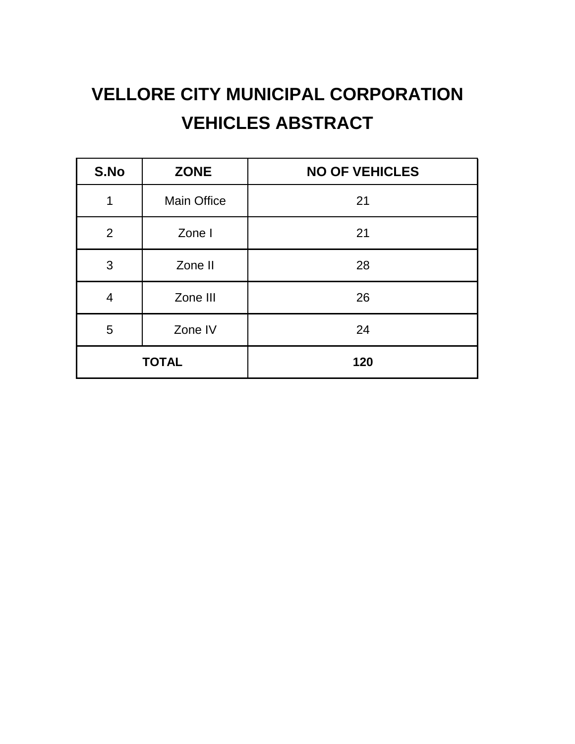# VELLORE CITY MUNICIPAL CORPORATION

## VEHICLES ABSTRACT

| S.No | ZONE | NO OF VEHICLES |
|---|---|---|
| 1 | Main Office | 21 |
| 2 | Zone I | 21 |
| 3 | Zone II | 28 |
| 4 | Zone III | 26 |
| 5 | Zone IV | 24 |
| **TOTAL** | | **120** |